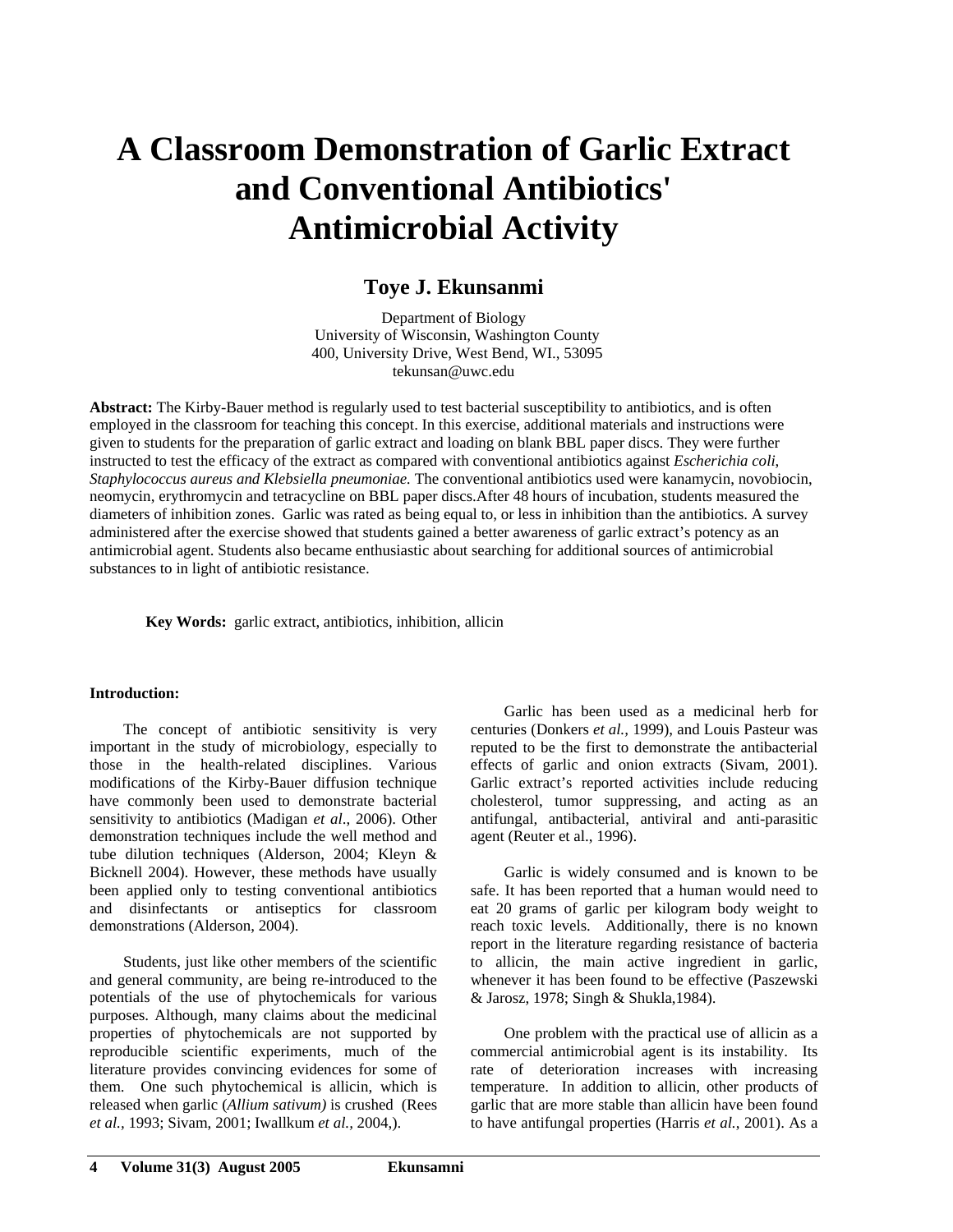# A Classroom Demonstration of Garlic Extract and Conventional Antibiotics' Antimicrobial Activity

## Toye J. Ekunsanmi

Department of Biology
University of Wisconsin, Washington County
400, University Drive, West Bend, WI., 53095
tekunsan@uwc.edu

**Abstract:** The Kirby-Bauer method is regularly used to test bacterial susceptibility to antibiotics, and is often employed in the classroom for teaching this concept. In this exercise, additional materials and instructions were given to students for the preparation of garlic extract and loading on blank BBL paper discs. They were further instructed to test the efficacy of the extract as compared with conventional antibiotics against *Escherichia coli*, *Staphylococcus aureus and Klebsiella pneumoniae.* The conventional antibiotics used were kanamycin, novobiocin, neomycin, erythromycin and tetracycline on BBL paper discs.After 48 hours of incubation, students measured the diameters of inhibition zones. Garlic was rated as being equal to, or less in inhibition than the antibiotics. A survey administered after the exercise showed that students gained a better awareness of garlic extract's potency as an antimicrobial agent. Students also became enthusiastic about searching for additional sources of antimicrobial substances to in light of antibiotic resistance.

**Key Words:** garlic extract, antibiotics, inhibition, allicin

**Introduction:**

The concept of antibiotic sensitivity is very important in the study of microbiology, especially to those in the health-related disciplines. Various modifications of the Kirby-Bauer diffusion technique have commonly been used to demonstrate bacterial sensitivity to antibiotics (Madigan *et al*., 2006). Other demonstration techniques include the well method and tube dilution techniques (Alderson, 2004; Kleyn & Bicknell 2004). However, these methods have usually been applied only to testing conventional antibiotics and disinfectants or antiseptics for classroom demonstrations (Alderson, 2004).

Students, just like other members of the scientific and general community, are being re-introduced to the potentials of the use of phytochemicals for various purposes. Although, many claims about the medicinal properties of phytochemicals are not supported by reproducible scientific experiments, much of the literature provides convincing evidences for some of them. One such phytochemical is allicin, which is released when garlic (*Allium sativum)* is crushed (Rees *et al.,* 1993; Sivam, 2001; Iwallkum *et al.,* 2004,).

Garlic has been used as a medicinal herb for centuries (Donkers *et al.,* 1999), and Louis Pasteur was reputed to be the first to demonstrate the antibacterial effects of garlic and onion extracts (Sivam, 2001). Garlic extract's reported activities include reducing cholesterol, tumor suppressing, and acting as an antifungal, antibacterial, antiviral and anti-parasitic agent (Reuter et al., 1996).

Garlic is widely consumed and is known to be safe. It has been reported that a human would need to eat 20 grams of garlic per kilogram body weight to reach toxic levels. Additionally, there is no known report in the literature regarding resistance of bacteria to allicin, the main active ingredient in garlic, whenever it has been found to be effective (Paszewski & Jarosz, 1978; Singh & Shukla,1984).

One problem with the practical use of allicin as a commercial antimicrobial agent is its instability. Its rate of deterioration increases with increasing temperature. In addition to allicin, other products of garlic that are more stable than allicin have been found to have antifungal properties (Harris *et al.,* 2001). As a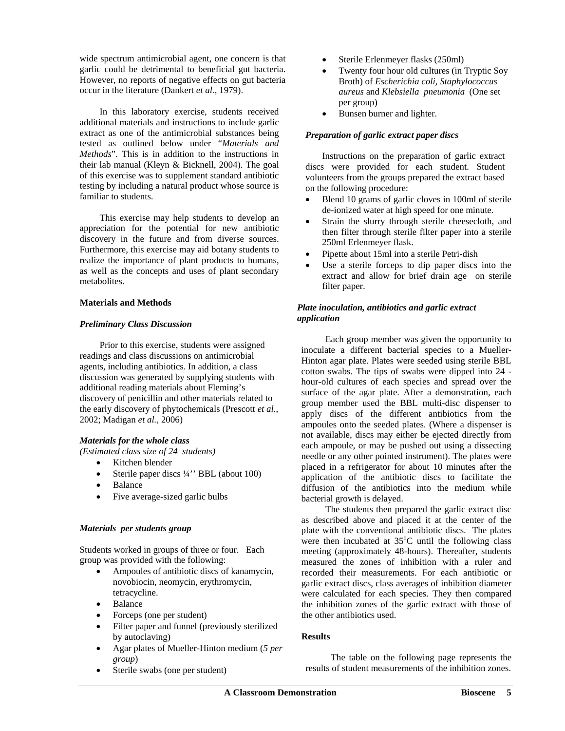wide spectrum antimicrobial agent, one concern is that garlic could be detrimental to beneficial gut bacteria. However, no reports of negative effects on gut bacteria occur in the literature (Dankert *et al.,* 1979).

In this laboratory exercise, students received additional materials and instructions to include garlic extract as one of the antimicrobial substances being tested as outlined below under "*Materials and Methods*". This is in addition to the instructions in their lab manual (Kleyn & Bicknell, 2004). The goal of this exercise was to supplement standard antibiotic testing by including a natural product whose source is familiar to students.

This exercise may help students to develop an appreciation for the potential for new antibiotic discovery in the future and from diverse sources. Furthermore, this exercise may aid botany students to realize the importance of plant products to humans, as well as the concepts and uses of plant secondary metabolites.

**Materials and Methods**

***Preliminary Class Discussion***

Prior to this exercise, students were assigned readings and class discussions on antimicrobial agents, including antibiotics. In addition, a class discussion was generated by supplying students with additional reading materials about Fleming's discovery of penicillin and other materials related to the early discovery of phytochemicals (Prescott *et al.*, 2002; Madigan *et al.,* 2006)

***Materials for the whole class***

*(Estimated class size of 24 students)*

- Kitchen blender
- Sterile paper discs ¼'' BBL (about 100)
- Balance
- Five average-sized garlic bulbs

***Materials per students group***

Students worked in groups of three or four. Each group was provided with the following:

- Ampoules of antibiotic discs of kanamycin, novobiocin, neomycin, erythromycin, tetracycline.
- Balance
- Forceps (one per student)
- Filter paper and funnel (previously sterilized by autoclaving)
- Agar plates of Mueller-Hinton medium (*5 per group*)
- Sterile swabs (one per student)
- Sterile Erlenmeyer flasks (250ml)
- Twenty four hour old cultures (in Tryptic Soy Broth) of *Escherichia coli, Staphylococcus aureus* and *Klebsiella pneumonia* (One set per group)
- Bunsen burner and lighter.

***Preparation of garlic extract paper discs***

Instructions on the preparation of garlic extract discs were provided for each student. Student volunteers from the groups prepared the extract based on the following procedure:

- Blend 10 grams of garlic cloves in 100ml of sterile de-ionized water at high speed for one minute.
- Strain the slurry through sterile cheesecloth, and then filter through sterile filter paper into a sterile 250ml Erlenmeyer flask.
- Pipette about 15ml into a sterile Petri-dish
- Use a sterile forceps to dip paper discs into the extract and allow for brief drain age on sterile filter paper.

***Plate inoculation, antibiotics and garlic extract application***

Each group member was given the opportunity to inoculate a different bacterial species to a Mueller-Hinton agar plate. Plates were seeded using sterile BBL cotton swabs. The tips of swabs were dipped into 24 - hour-old cultures of each species and spread over the surface of the agar plate. After a demonstration, each group member used the BBL multi-disc dispenser to apply discs of the different antibiotics from the ampoules onto the seeded plates. (Where a dispenser is not available, discs may either be ejected directly from each ampoule, or may be pushed out using a dissecting needle or any other pointed instrument). The plates were placed in a refrigerator for about 10 minutes after the application of the antibiotic discs to facilitate the diffusion of the antibiotics into the medium while bacterial growth is delayed.

The students then prepared the garlic extract disc as described above and placed it at the center of the plate with the conventional antibiotic discs. The plates were then incubated at $35^{o}$C until the following class meeting (approximately 48-hours). Thereafter, students measured the zones of inhibition with a ruler and recorded their measurements. For each antibiotic or garlic extract discs, class averages of inhibition diameter were calculated for each species. They then compared the inhibition zones of the garlic extract with those of the other antibiotics used.

**Results**

The table on the following page represents the results of student measurements of the inhibition zones.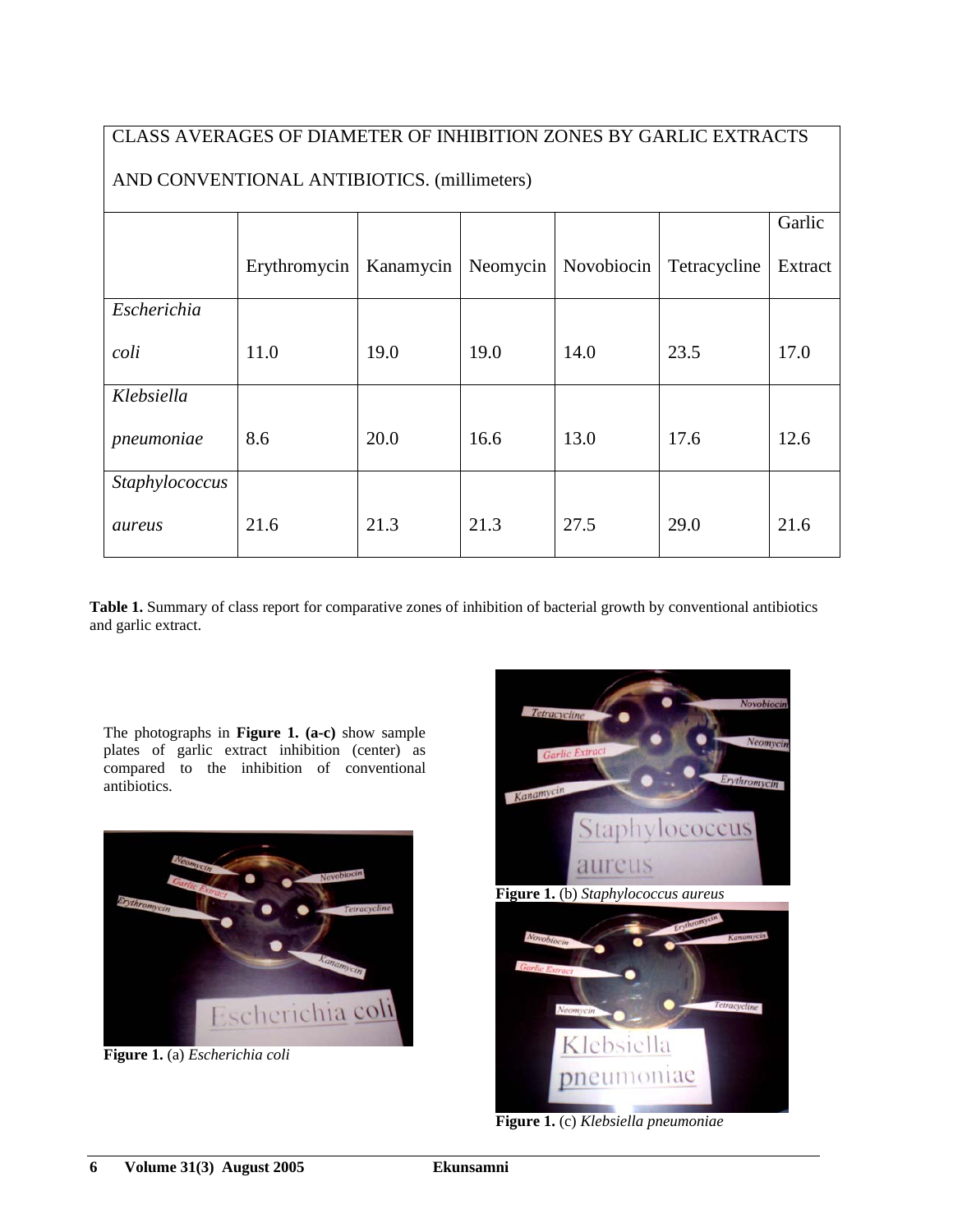| CLASS AVERAGES OF DIAMETER OF INHIBITION ZONES BY GARLIC EXTRACTS AND CONVENTIONAL ANTIBIOTICS. (millimeters) | | | | | | |
|---|---|---|---|---|---|---|
| | Erythromycin | Kanamycin | Neomycin | Novobiocin | Tetracycline | Garlic Extract |
| *Escherichia coli* | 11.0 | 19.0 | 19.0 | 14.0 | 23.5 | 17.0 |
| *Klebsiella pneumoniae* | 8.6 | 20.0 | 16.6 | 13.0 | 17.6 | 12.6 |
| *Staphylococcus aureus* | 21.6 | 21.3 | 21.3 | 27.5 | 29.0 | 21.6 |

**Table 1.** Summary of class report for comparative zones of inhibition of bacterial growth by conventional antibiotics and garlic extract.

The photographs in **Figure 1. (a-c)** show sample plates of garlic extract inhibition (center) as compared to the inhibition of conventional antibiotics.

**Figure 1.** (a) *Escherichia coli*

**Figure 1.** (b) *Staphylococcus aureus*

**Figure 1.** (c) *Klebsiella pneumoniae*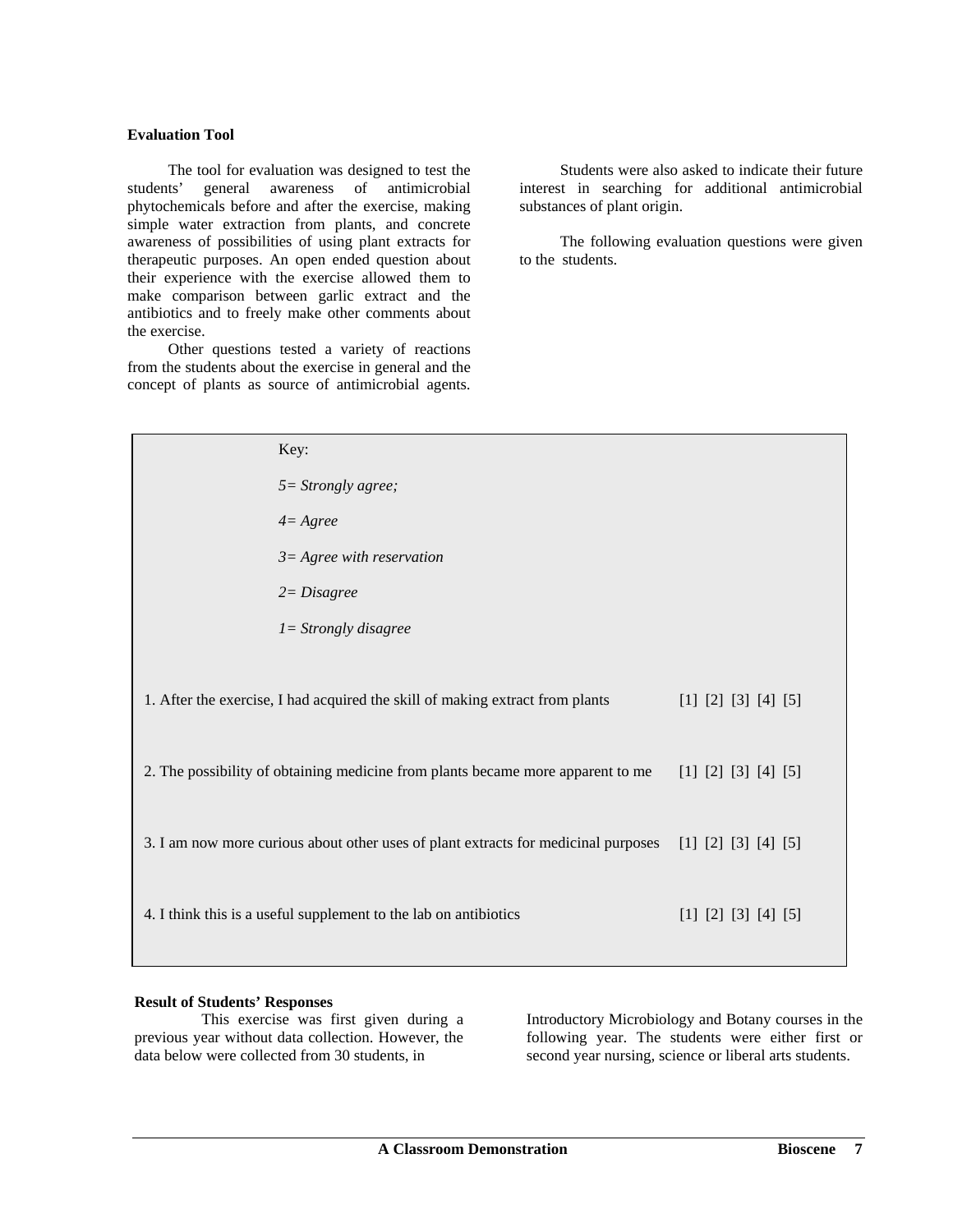**Evaluation Tool**

The tool for evaluation was designed to test the students' general awareness of antimicrobial phytochemicals before and after the exercise, making simple water extraction from plants, and concrete awareness of possibilities of using plant extracts for therapeutic purposes. An open ended question about their experience with the exercise allowed them to make comparison between garlic extract and the antibiotics and to freely make other comments about the exercise.

Other questions tested a variety of reactions from the students about the exercise in general and the concept of plants as source of antimicrobial agents. Students were also asked to indicate their future interest in searching for additional antimicrobial substances of plant origin.

The following evaluation questions were given to the students.

Key:

*5= Strongly agree;*

*4= Agree*

*3= Agree with reservation*

*2= Disagree*

*1= Strongly disagree*

1. After the exercise, I had acquired the skill of making extract from plants [1] [2] [3] [4] [5]

2. The possibility of obtaining medicine from plants became more apparent to me [1] [2] [3] [4] [5]

3. I am now more curious about other uses of plant extracts for medicinal purposes [1] [2] [3] [4] [5]

4. I think this is a useful supplement to the lab on antibiotics [1] [2] [3] [4] [5]

**Result of Students' Responses**

This exercise was first given during a previous year without data collection. However, the data below were collected from 30 students, in Introductory Microbiology and Botany courses in the following year. The students were either first or second year nursing, science or liberal arts students.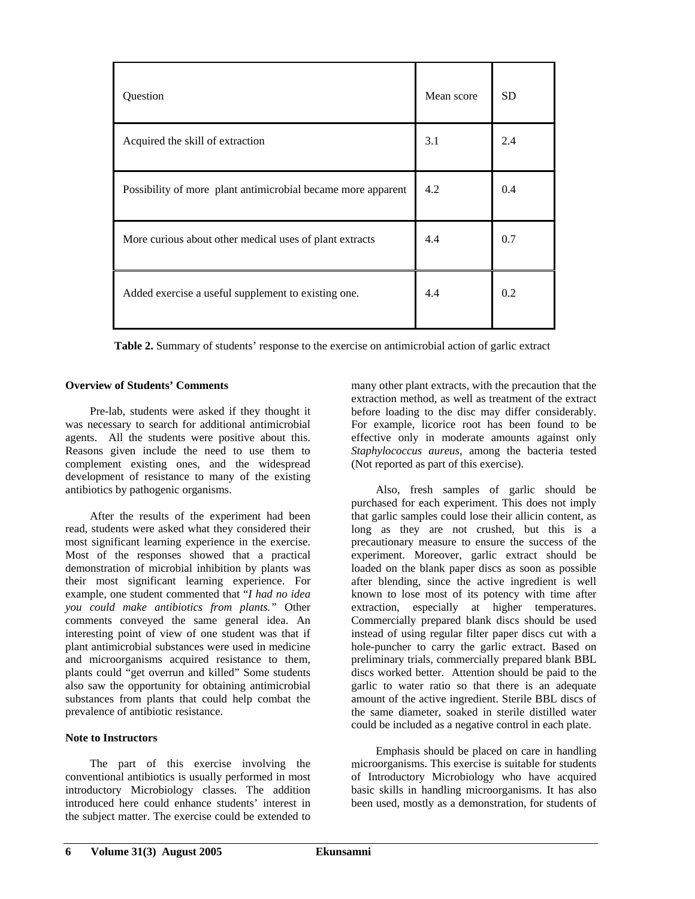| Question | Mean score | SD |
|---|---|---|
| Acquired the skill of extraction | 3.1 | 2.4 |
| Possibility of more plant antimicrobial became more apparent | 4.2 | 0.4 |
| More curious about other medical uses of plant extracts | 4.4 | 0.7 |
| Added exercise a useful supplement to existing one. | 4.4 | 0.2 |

**Table 2.** Summary of students' response to the exercise on antimicrobial action of garlic extract

**Overview of Students' Comments**

Pre-lab, students were asked if they thought it was necessary to search for additional antimicrobial agents. All the students were positive about this. Reasons given include the need to use them to complement existing ones, and the widespread development of resistance to many of the existing antibiotics by pathogenic organisms.

After the results of the experiment had been read, students were asked what they considered their most significant learning experience in the exercise. Most of the responses showed that a practical demonstration of microbial inhibition by plants was their most significant learning experience. For example, one student commented that "*I had no idea you could make antibiotics from plants."* Other comments conveyed the same general idea. An interesting point of view of one student was that if plant antimicrobial substances were used in medicine and microorganisms acquired resistance to them, plants could "get overrun and killed" Some students also saw the opportunity for obtaining antimicrobial substances from plants that could help combat the prevalence of antibiotic resistance.

**Note to Instructors**

The part of this exercise involving the conventional antibiotics is usually performed in most introductory Microbiology classes. The addition introduced here could enhance students' interest in the subject matter. The exercise could be extended to many other plant extracts, with the precaution that the extraction method, as well as treatment of the extract before loading to the disc may differ considerably. For example, licorice root has been found to be effective only in moderate amounts against only *Staphylococcus aureus*, among the bacteria tested (Not reported as part of this exercise).

Also, fresh samples of garlic should be purchased for each experiment. This does not imply that garlic samples could lose their allicin content, as long as they are not crushed, but this is a precautionary measure to ensure the success of the experiment. Moreover, garlic extract should be loaded on the blank paper discs as soon as possible after blending, since the active ingredient is well known to lose most of its potency with time after extraction, especially at higher temperatures. Commercially prepared blank discs should be used instead of using regular filter paper discs cut with a hole-puncher to carry the garlic extract. Based on preliminary trials, commercially prepared blank BBL discs worked better. Attention should be paid to the garlic to water ratio so that there is an adequate amount of the active ingredient. Sterile BBL discs of the same diameter, soaked in sterile distilled water could be included as a negative control in each plate.

Emphasis should be placed on care in handling microorganisms. This exercise is suitable for students of Introductory Microbiology who have acquired basic skills in handling microorganisms. It has also been used, mostly as a demonstration, for students of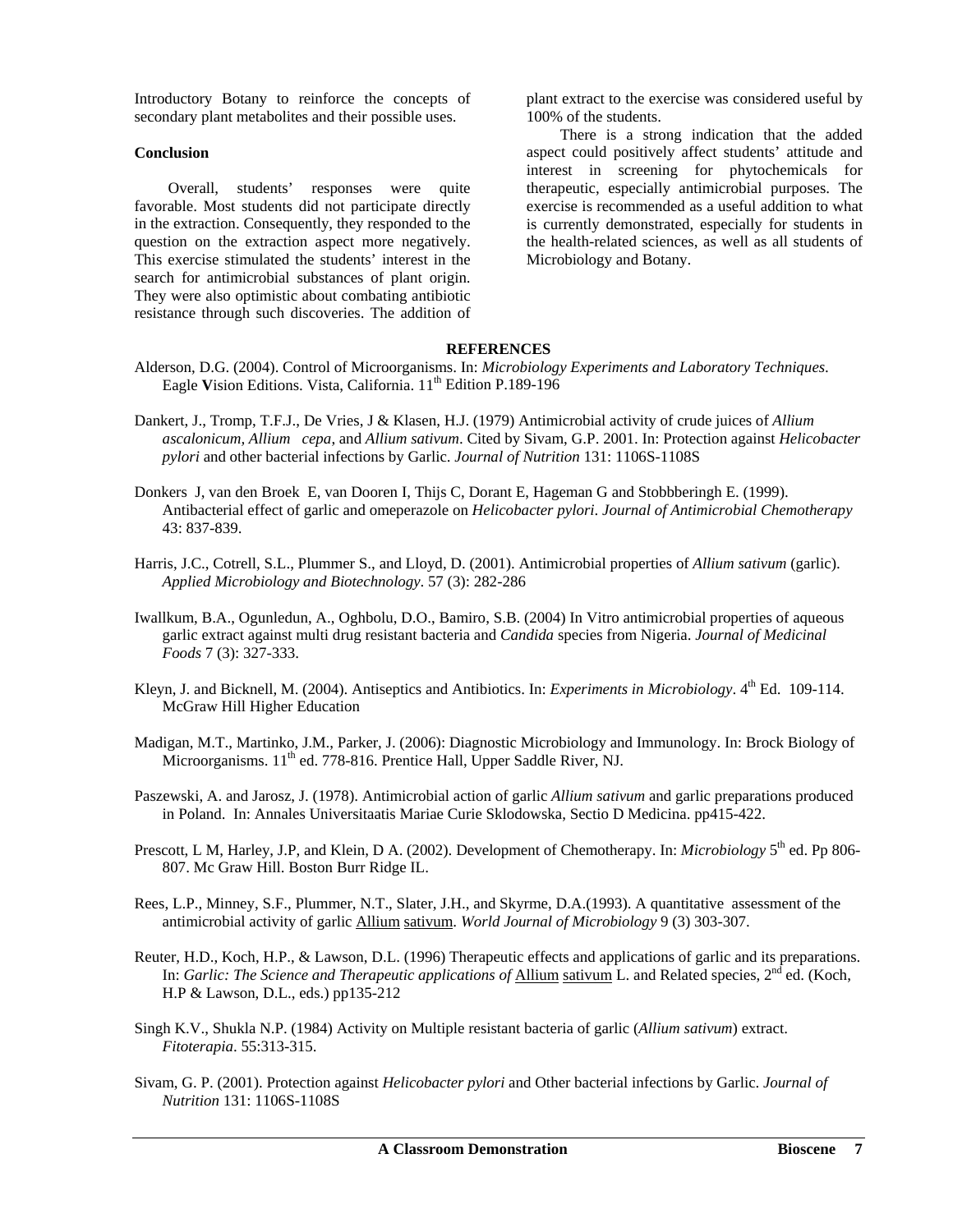Introductory Botany to reinforce the concepts of secondary plant metabolites and their possible uses.

**Conclusion**

Overall, students' responses were quite favorable. Most students did not participate directly in the extraction. Consequently, they responded to the question on the extraction aspect more negatively. This exercise stimulated the students' interest in the search for antimicrobial substances of plant origin. They were also optimistic about combating antibiotic resistance through such discoveries. The addition of plant extract to the exercise was considered useful by 100% of the students.

There is a strong indication that the added aspect could positively affect students' attitude and interest in screening for phytochemicals for therapeutic, especially antimicrobial purposes. The exercise is recommended as a useful addition to what is currently demonstrated, especially for students in the health-related sciences, as well as all students of Microbiology and Botany.

**REFERENCES**

Alderson, D.G. (2004). Control of Microorganisms. In: *Microbiology Experiments and Laboratory Techniques*. Eagle **V**ision Editions. Vista, California. 11th Edition P.189-196

Dankert, J., Tromp, T.F.J., De Vries, J & Klasen, H.J. (1979) Antimicrobial activity of crude juices of *Allium ascalonicum, Allium cepa,* and *Allium sativum*. Cited by Sivam, G.P. 2001. In: Protection against *Helicobacter pylori* and other bacterial infections by Garlic. *Journal of Nutrition* 131: 1106S-1108S

Donkers J, van den Broek E, van Dooren I, Thijs C, Dorant E, Hageman G and Stobbberingh E. (1999). Antibacterial effect of garlic and omeperazole on *Helicobacter pylori*. *Journal of Antimicrobial Chemotherapy* 43: 837-839.

Harris, J.C., Cotrell, S.L., Plummer S., and Lloyd, D. (2001). Antimicrobial properties of *Allium sativum* (garlic). *Applied Microbiology and Biotechnology*. 57 (3): 282-286

Iwallkum, B.A., Ogunledun, A., Oghbolu, D.O., Bamiro, S.B. (2004) In Vitro antimicrobial properties of aqueous garlic extract against multi drug resistant bacteria and *Candida* species from Nigeria. *Journal of Medicinal Foods* 7 (3): 327-333.

Kleyn, J. and Bicknell, M. (2004). Antiseptics and Antibiotics. In: *Experiments in Microbiology*. 4th Ed. 109-114. McGraw Hill Higher Education

Madigan, M.T., Martinko, J.M., Parker, J. (2006): Diagnostic Microbiology and Immunology. In: Brock Biology of Microorganisms. 11th ed. 778-816. Prentice Hall, Upper Saddle River, NJ.

Paszewski, A. and Jarosz, J. (1978). Antimicrobial action of garlic *Allium sativum* and garlic preparations produced in Poland. In: Annales Universitaatis Mariae Curie Sklodowska, Sectio D Medicina. pp415-422.

Prescott, L M, Harley, J.P, and Klein, D A. (2002). Development of Chemotherapy. In: *Microbiology* 5th ed. Pp 806-807. Mc Graw Hill. Boston Burr Ridge IL.

Rees, L.P., Minney, S.F., Plummer, N.T., Slater, J.H., and Skyrme, D.A.(1993). A quantitative assessment of the antimicrobial activity of garlic Allium sativum. *World Journal of Microbiology* 9 (3) 303-307.

Reuter, H.D., Koch, H.P., & Lawson, D.L. (1996) Therapeutic effects and applications of garlic and its preparations. In: *Garlic: The Science and Therapeutic applications of* Allium sativum L. and Related species, 2nd ed. (Koch, H.P & Lawson, D.L., eds.) pp135-212

Singh K.V., Shukla N.P. (1984) Activity on Multiple resistant bacteria of garlic (*Allium sativum*) extract. *Fitoterapia*. 55:313-315.

Sivam, G. P. (2001). Protection against *Helicobacter pylori* and Other bacterial infections by Garlic. *Journal of Nutrition* 131: 1106S-1108S